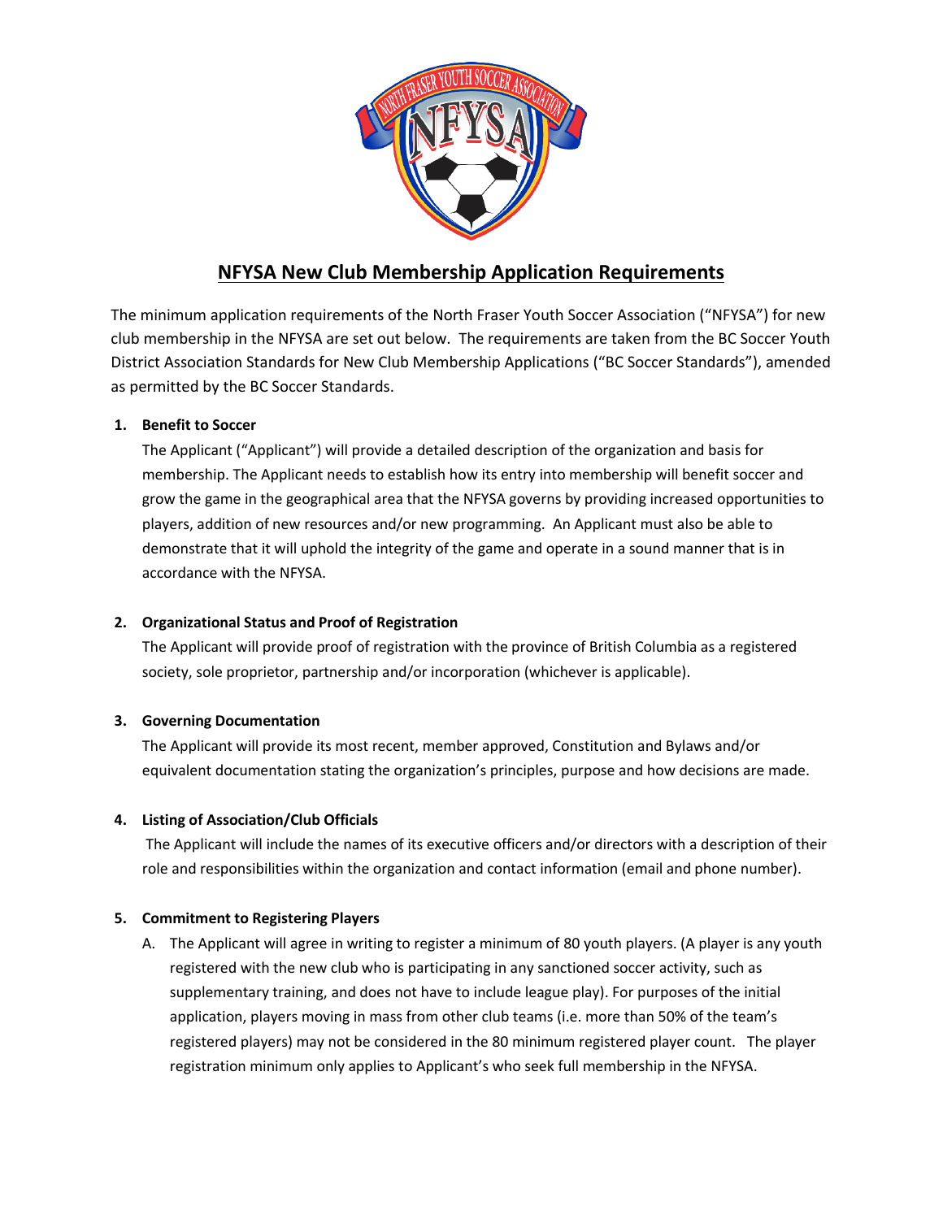# NFYSA New Club Membership Application Requirements

The minimum application requirements of the North Fraser Youth Soccer Association ("NFYSA") for new club membership in the NFYSA are set out below. The requirements are taken from the BC Soccer Youth District Association Standards for New Club Membership Applications ("BC Soccer Standards"), amended as permitted by the BC Soccer Standards.

1. **Benefit to Soccer**

   The Applicant ("Applicant") will provide a detailed description of the organization and basis for membership. The Applicant needs to establish how its entry into membership will benefit soccer and grow the game in the geographical area that the NFYSA governs by providing increased opportunities to players, addition of new resources and/or new programming. An Applicant must also be able to demonstrate that it will uphold the integrity of the game and operate in a sound manner that is in accordance with the NFYSA.

2. **Organizational Status and Proof of Registration**

   The Applicant will provide proof of registration with the province of British Columbia as a registered society, sole proprietor, partnership and/or incorporation (whichever is applicable).

3. **Governing Documentation**

   The Applicant will provide its most recent, member approved, Constitution and Bylaws and/or equivalent documentation stating the organization's principles, purpose and how decisions are made.

4. **Listing of Association/Club Officials**

   The Applicant will include the names of its executive officers and/or directors with a description of their role and responsibilities within the organization and contact information (email and phone number).

5. **Commitment to Registering Players**

   A. The Applicant will agree in writing to register a minimum of 80 youth players. (A player is any youth registered with the new club who is participating in any sanctioned soccer activity, such as supplementary training, and does not have to include league play). For purposes of the initial application, players moving in mass from other club teams (i.e. more than 50% of the team's registered players) may not be considered in the 80 minimum registered player count. The player registration minimum only applies to Applicant's who seek full membership in the NFYSA.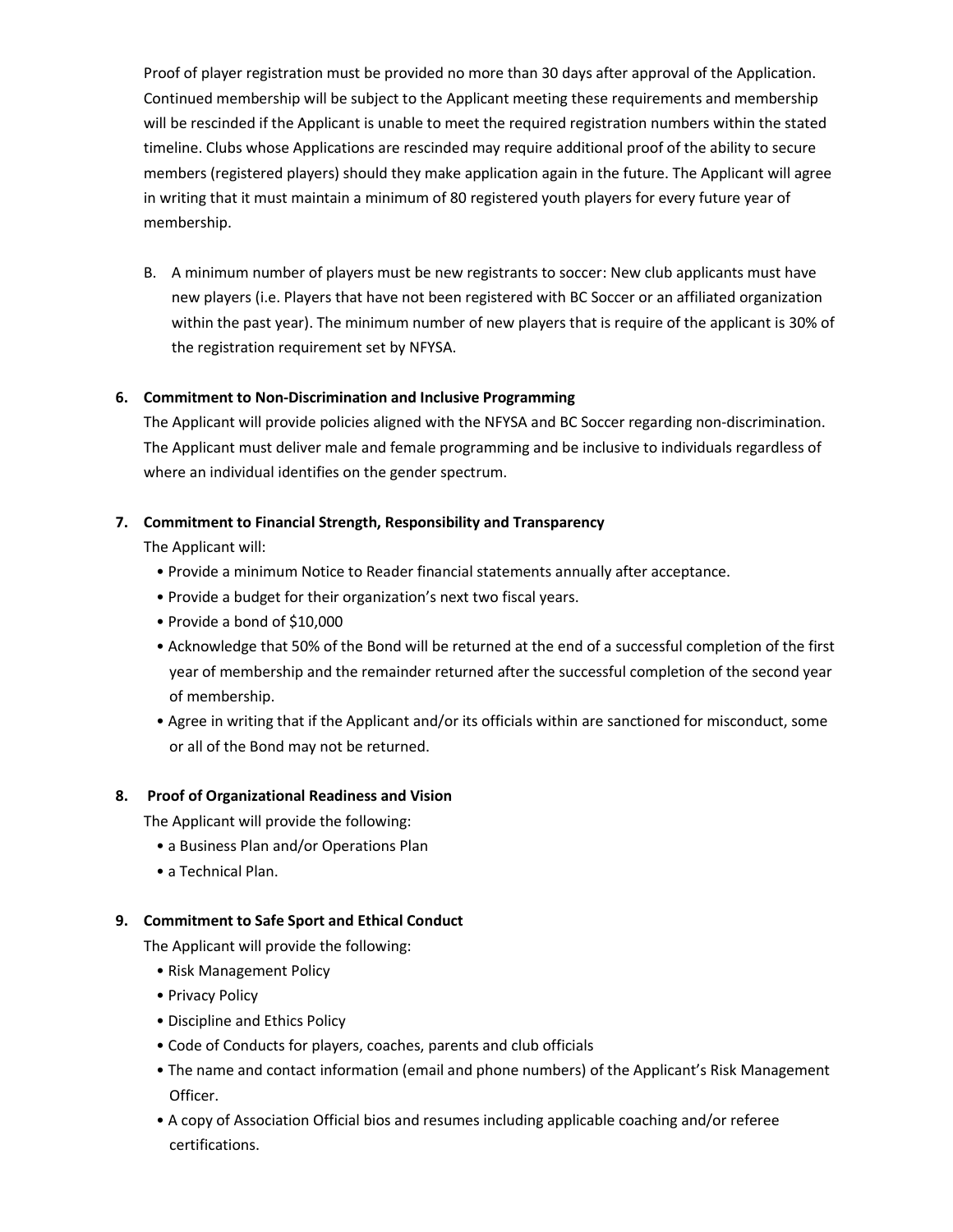Proof of player registration must be provided no more than 30 days after approval of the Application. Continued membership will be subject to the Applicant meeting these requirements and membership will be rescinded if the Applicant is unable to meet the required registration numbers within the stated timeline. Clubs whose Applications are rescinded may require additional proof of the ability to secure members (registered players) should they make application again in the future. The Applicant will agree in writing that it must maintain a minimum of 80 registered youth players for every future year of membership.

B. A minimum number of players must be new registrants to soccer: New club applicants must have new players (i.e. Players that have not been registered with BC Soccer or an affiliated organization within the past year). The minimum number of new players that is require of the applicant is 30% of the registration requirement set by NFYSA.

**6. Commitment to Non-Discrimination and Inclusive Programming**

The Applicant will provide policies aligned with the NFYSA and BC Soccer regarding non-discrimination. The Applicant must deliver male and female programming and be inclusive to individuals regardless of where an individual identifies on the gender spectrum.

**7. Commitment to Financial Strength, Responsibility and Transparency**

The Applicant will:

- Provide a minimum Notice to Reader financial statements annually after acceptance.
- Provide a budget for their organization's next two fiscal years.
- Provide a bond of $10,000
- Acknowledge that 50% of the Bond will be returned at the end of a successful completion of the first year of membership and the remainder returned after the successful completion of the second year of membership.
- Agree in writing that if the Applicant and/or its officials within are sanctioned for misconduct, some or all of the Bond may not be returned.

**8. Proof of Organizational Readiness and Vision**

The Applicant will provide the following:

- a Business Plan and/or Operations Plan
- a Technical Plan.

**9. Commitment to Safe Sport and Ethical Conduct**

The Applicant will provide the following:

- Risk Management Policy
- Privacy Policy
- Discipline and Ethics Policy
- Code of Conducts for players, coaches, parents and club officials
- The name and contact information (email and phone numbers) of the Applicant's Risk Management Officer.
- A copy of Association Official bios and resumes including applicable coaching and/or referee certifications.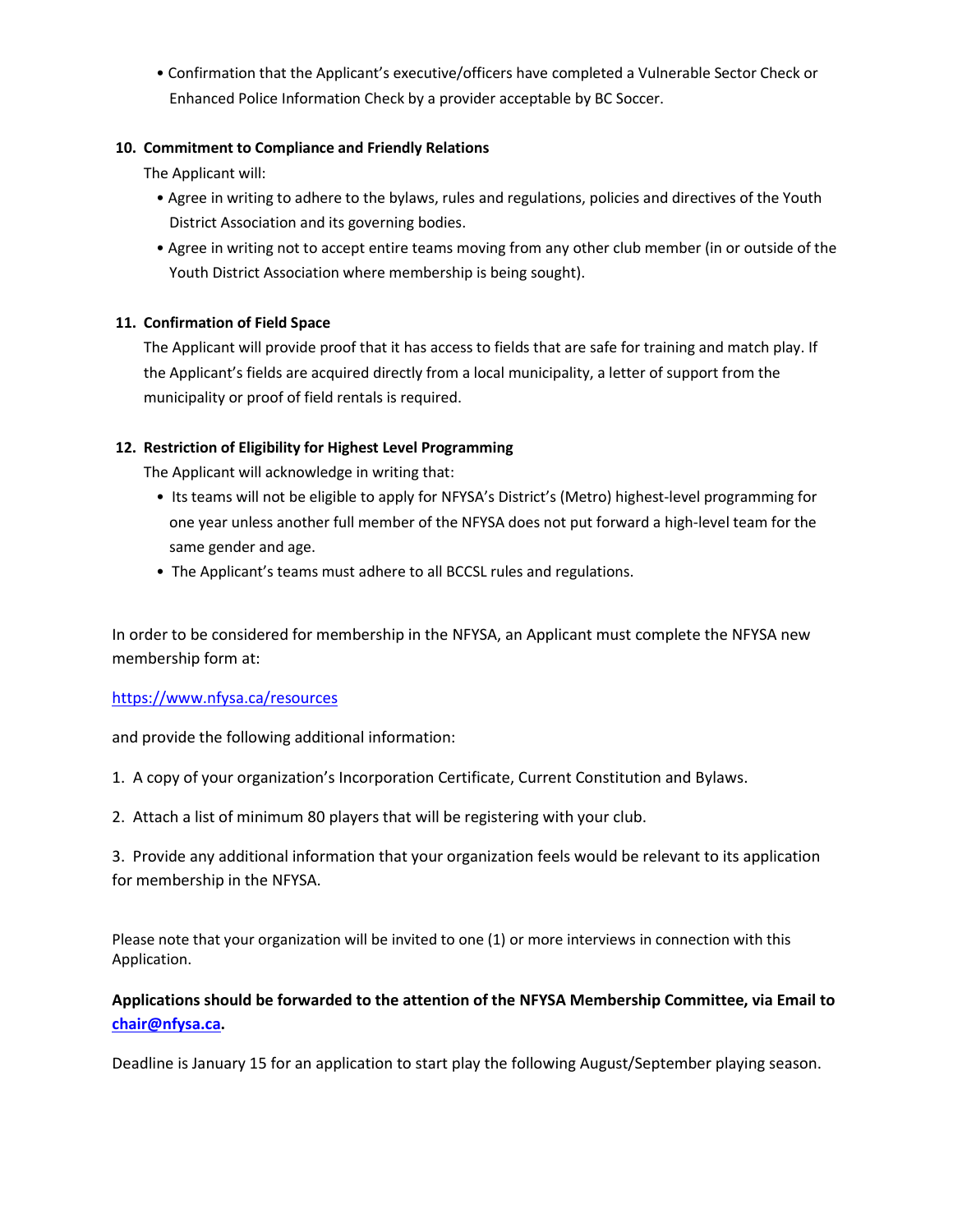- Confirmation that the Applicant's executive/officers have completed a Vulnerable Sector Check or Enhanced Police Information Check by a provider acceptable by BC Soccer.

**10. Commitment to Compliance and Friendly Relations**

The Applicant will:

- Agree in writing to adhere to the bylaws, rules and regulations, policies and directives of the Youth District Association and its governing bodies.
- Agree in writing not to accept entire teams moving from any other club member (in or outside of the Youth District Association where membership is being sought).

**11. Confirmation of Field Space**

The Applicant will provide proof that it has access to fields that are safe for training and match play. If the Applicant's fields are acquired directly from a local municipality, a letter of support from the municipality or proof of field rentals is required.

**12. Restriction of Eligibility for Highest Level Programming**

The Applicant will acknowledge in writing that:

- Its teams will not be eligible to apply for NFYSA's District's (Metro) highest-level programming for one year unless another full member of the NFYSA does not put forward a high-level team for the same gender and age.
- The Applicant's teams must adhere to all BCCSL rules and regulations.

In order to be considered for membership in the NFYSA, an Applicant must complete the NFYSA new membership form at:

[https://www.nfysa.ca/resources](https://www.nfysa.ca/resources)

and provide the following additional information:

1. A copy of your organization's Incorporation Certificate, Current Constitution and Bylaws.
2. Attach a list of minimum 80 players that will be registering with your club.
3. Provide any additional information that your organization feels would be relevant to its application for membership in the NFYSA.

Please note that your organization will be invited to one (1) or more interviews in connection with this Application.

**Applications should be forwarded to the attention of the NFYSA Membership Committee, via Email to [chair@nfysa.ca](mailto:chair@nfysa.ca).**

Deadline is January 15 for an application to start play the following August/September playing season.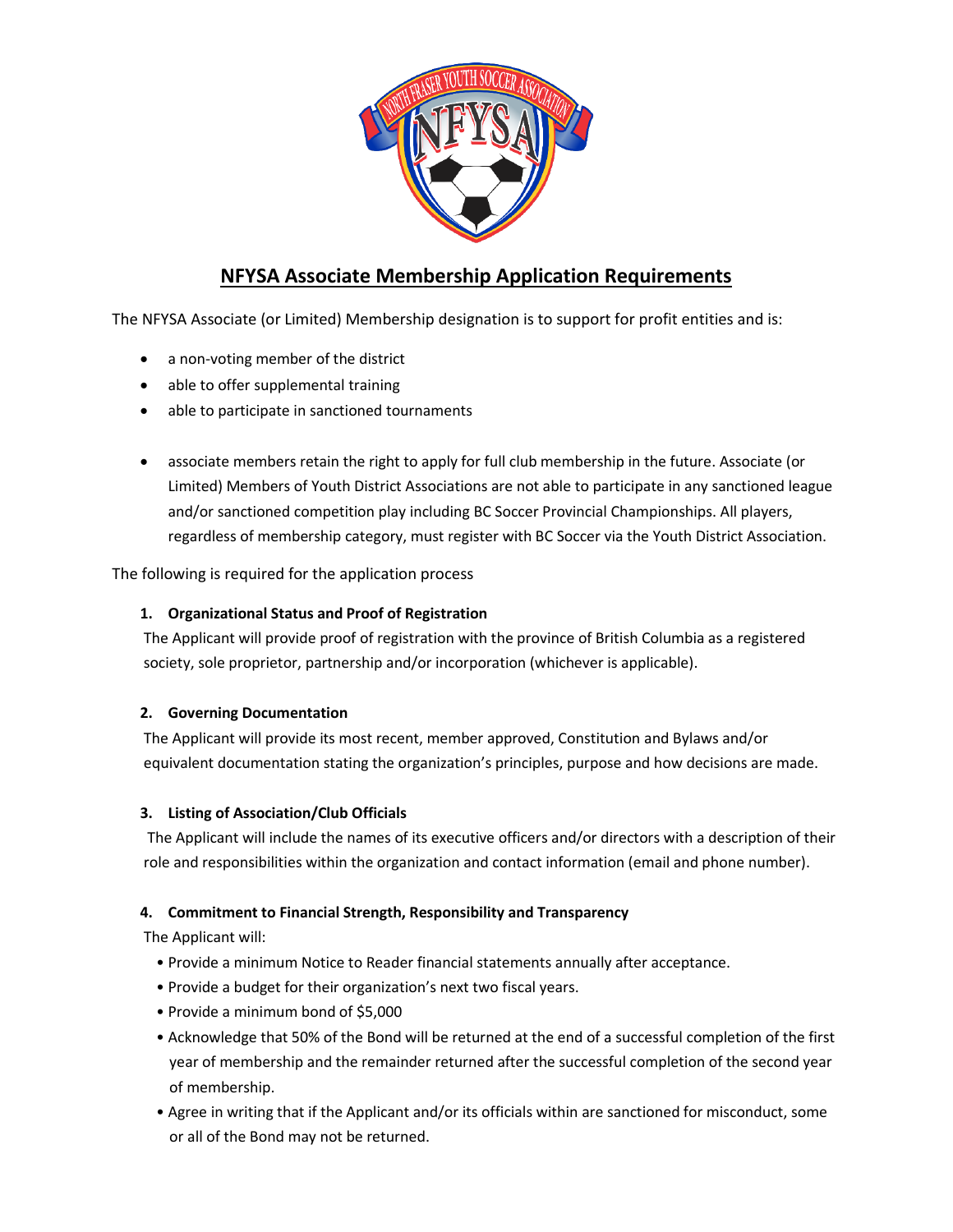# NFYSA Associate Membership Application Requirements

The NFYSA Associate (or Limited) Membership designation is to support for profit entities and is:

- a non-voting member of the district
- able to offer supplemental training
- able to participate in sanctioned tournaments

- associate members retain the right to apply for full club membership in the future. Associate (or Limited) Members of Youth District Associations are not able to participate in any sanctioned league and/or sanctioned competition play including BC Soccer Provincial Championships. All players, regardless of membership category, must register with BC Soccer via the Youth District Association.

The following is required for the application process

1. **Organizational Status and Proof of Registration**

   The Applicant will provide proof of registration with the province of British Columbia as a registered society, sole proprietor, partnership and/or incorporation (whichever is applicable).

2. **Governing Documentation**

   The Applicant will provide its most recent, member approved, Constitution and Bylaws and/or equivalent documentation stating the organization's principles, purpose and how decisions are made.

3. **Listing of Association/Club Officials**

   The Applicant will include the names of its executive officers and/or directors with a description of their role and responsibilities within the organization and contact information (email and phone number).

4. **Commitment to Financial Strength, Responsibility and Transparency**

   The Applicant will:

   - Provide a minimum Notice to Reader financial statements annually after acceptance.
   - Provide a budget for their organization's next two fiscal years.
   - Provide a minimum bond of $5,000
   - Acknowledge that 50% of the Bond will be returned at the end of a successful completion of the first year of membership and the remainder returned after the successful completion of the second year of membership.
   - Agree in writing that if the Applicant and/or its officials within are sanctioned for misconduct, some or all of the Bond may not be returned.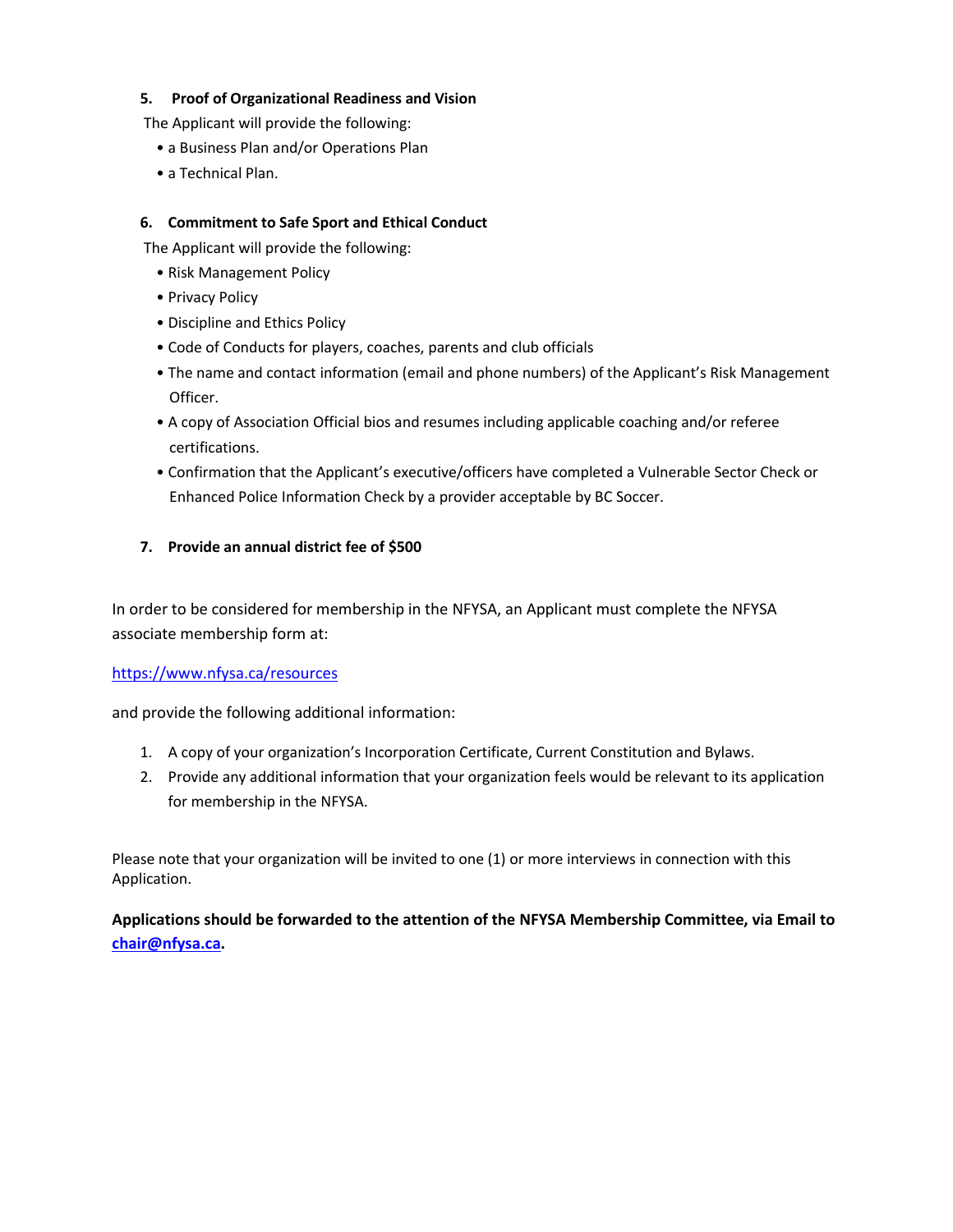5. **Proof of Organizational Readiness and Vision**

The Applicant will provide the following:

- a Business Plan and/or Operations Plan
- a Technical Plan.

6. **Commitment to Safe Sport and Ethical Conduct**

The Applicant will provide the following:

- Risk Management Policy
- Privacy Policy
- Discipline and Ethics Policy
- Code of Conducts for players, coaches, parents and club officials
- The name and contact information (email and phone numbers) of the Applicant's Risk Management Officer.
- A copy of Association Official bios and resumes including applicable coaching and/or referee certifications.
- Confirmation that the Applicant's executive/officers have completed a Vulnerable Sector Check or Enhanced Police Information Check by a provider acceptable by BC Soccer.

7. **Provide an annual district fee of $500**

In order to be considered for membership in the NFYSA, an Applicant must complete the NFYSA associate membership form at:

[https://www.nfysa.ca/resources](https://www.nfysa.ca/resources)

and provide the following additional information:

1. A copy of your organization's Incorporation Certificate, Current Constitution and Bylaws.
2. Provide any additional information that your organization feels would be relevant to its application for membership in the NFYSA.

Please note that your organization will be invited to one (1) or more interviews in connection with this Application.

**Applications should be forwarded to the attention of the NFYSA Membership Committee, via Email to [chair@nfysa.ca](mailto:chair@nfysa.ca).**